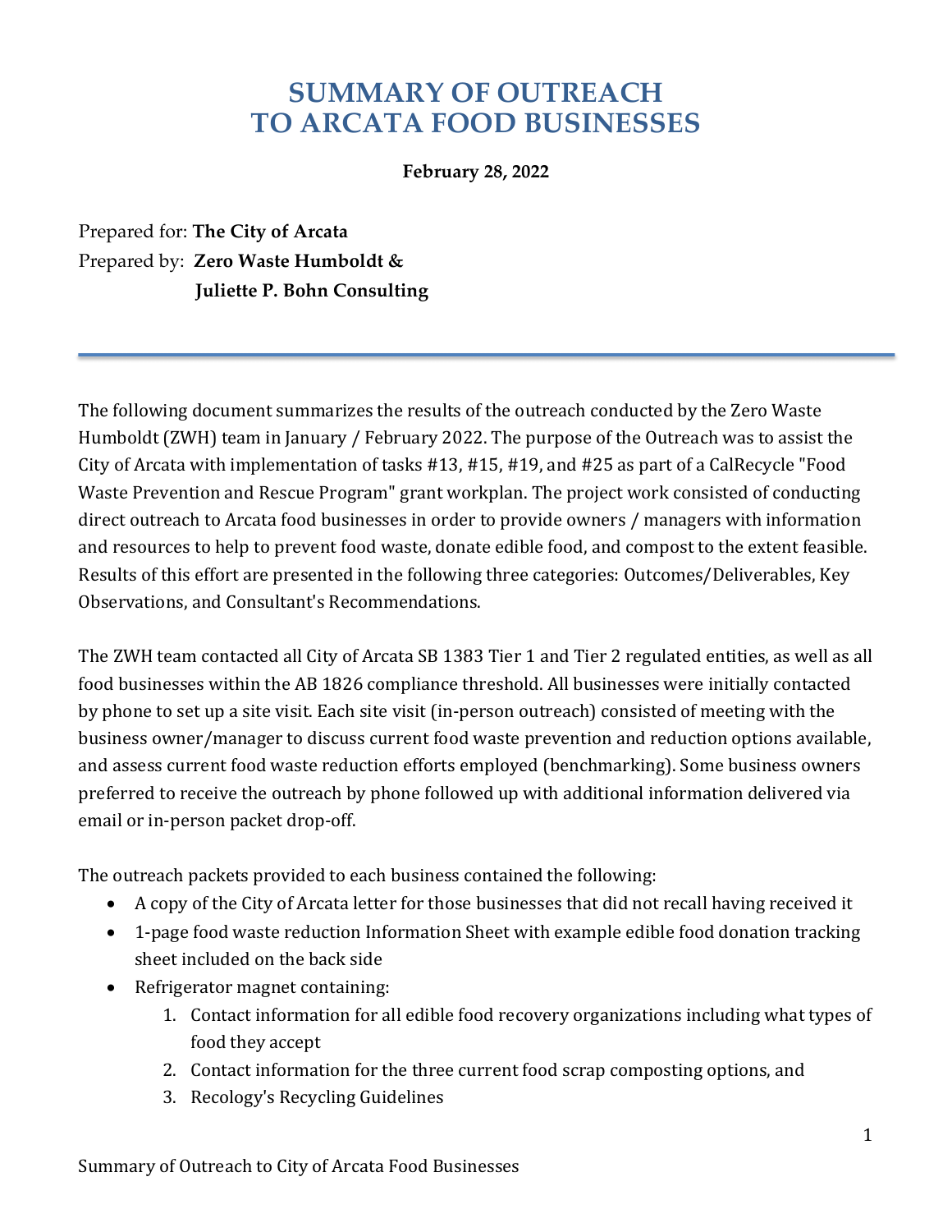# SUMMARY OF OUTREACH TO ARCATA FOOD BUSINESSES

**February 28, 2022**

Prepared for: **The City of Arcata**

Prepared by: **Zero Waste Humboldt & Juliette P. Bohn Consulting**

---

The following document summarizes the results of the outreach conducted by the Zero Waste Humboldt (ZWH) team in January / February 2022. The purpose of the Outreach was to assist the City of Arcata with implementation of tasks #13, #15, #19, and #25 as part of a CalRecycle "Food Waste Prevention and Rescue Program" grant workplan. The project work consisted of conducting direct outreach to Arcata food businesses in order to provide owners / managers with information and resources to help to prevent food waste, donate edible food, and compost to the extent feasible. Results of this effort are presented in the following three categories: Outcomes/Deliverables, Key Observations, and Consultant's Recommendations.

The ZWH team contacted all City of Arcata SB 1383 Tier 1 and Tier 2 regulated entities, as well as all food businesses within the AB 1826 compliance threshold. All businesses were initially contacted by phone to set up a site visit. Each site visit (in-person outreach) consisted of meeting with the business owner/manager to discuss current food waste prevention and reduction options available, and assess current food waste reduction efforts employed (benchmarking). Some business owners preferred to receive the outreach by phone followed up with additional information delivered via email or in-person packet drop-off.

The outreach packets provided to each business contained the following:

- A copy of the City of Arcata letter for those businesses that did not recall having received it
- 1-page food waste reduction Information Sheet with example edible food donation tracking sheet included on the back side
- Refrigerator magnet containing:
  1. Contact information for all edible food recovery organizations including what types of food they accept
  2. Contact information for the three current food scrap composting options, and
  3. Recology's Recycling Guidelines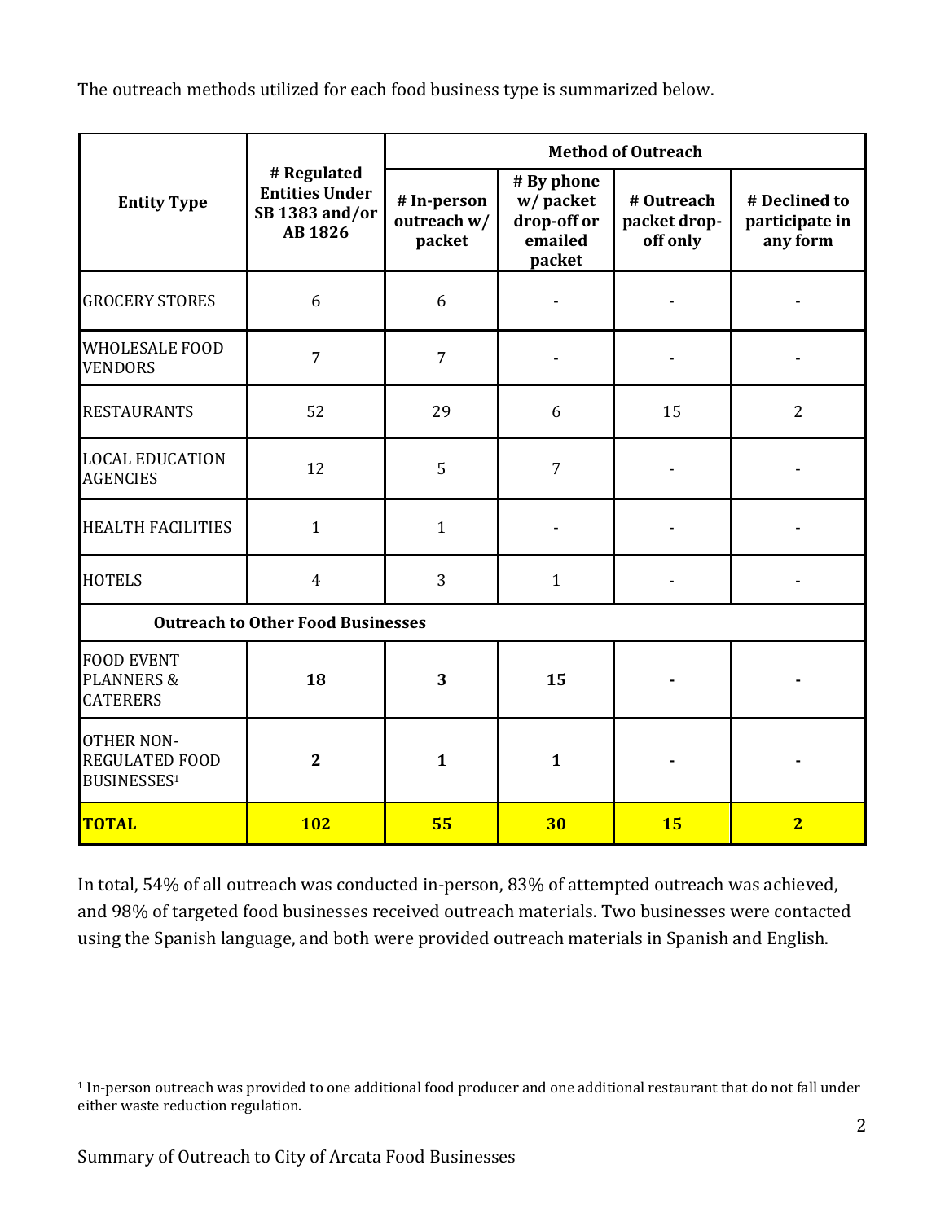The outreach methods utilized for each food business type is summarized below.

| Entity Type | # Regulated Entities Under SB 1383 and/or AB 1826 | Method of Outreach | | | |
|---|---|---|---|---|---|
| | | # In-person outreach w/ packet | # By phone w/ packet drop-off or emailed packet | # Outreach packet drop-off only | # Declined to participate in any form |
| GROCERY STORES | 6 | 6 | - | - | - |
| WHOLESALE FOOD VENDORS | 7 | 7 | - | - | - |
| RESTAURANTS | 52 | 29 | 6 | 15 | 2 |
| LOCAL EDUCATION AGENCIES | 12 | 5 | 7 | - | - |
| HEALTH FACILITIES | 1 | 1 | - | - | - |
| HOTELS | 4 | 3 | 1 | - | - |
| **Outreach to Other Food Businesses** | | | | | |
| FOOD EVENT PLANNERS & CATERERS | **18** | **3** | **15** | **-** | **-** |
| OTHER NON-REGULATED FOOD BUSINESSES[1] | **2** | **1** | **1** | **-** | **-** |
| **TOTAL** | **102** | **55** | **30** | **15** | **2** |

In total, 54% of all outreach was conducted in-person, 83% of attempted outreach was achieved, and 98% of targeted food businesses received outreach materials. Two businesses were contacted using the Spanish language, and both were provided outreach materials in Spanish and English.

[1] In-person outreach was provided to one additional food producer and one additional restaurant that do not fall under either waste reduction regulation.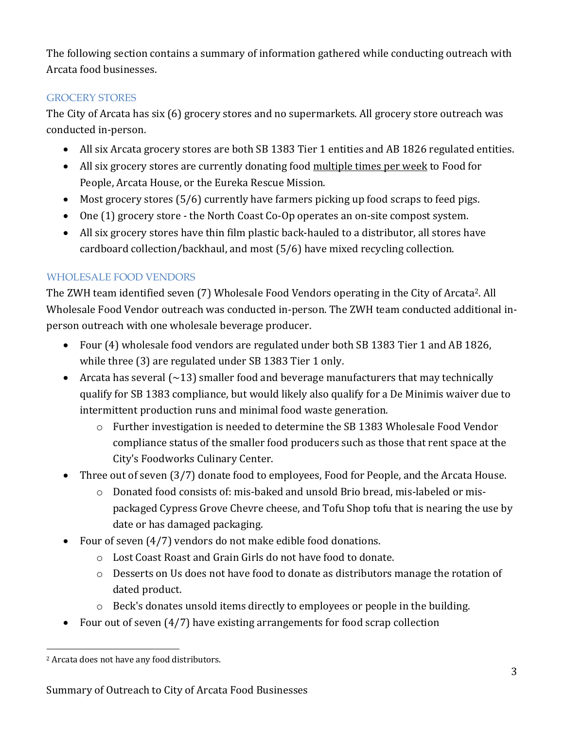The following section contains a summary of information gathered while conducting outreach with Arcata food businesses.

## GROCERY STORES

The City of Arcata has six (6) grocery stores and no supermarkets. All grocery store outreach was conducted in-person.

- All six Arcata grocery stores are both SB 1383 Tier 1 entities and AB 1826 regulated entities.
- All six grocery stores are currently donating food <u>multiple times per week</u> to Food for People, Arcata House, or the Eureka Rescue Mission.
- Most grocery stores (5/6) currently have farmers picking up food scraps to feed pigs.
- One (1) grocery store - the North Coast Co-Op operates an on-site compost system.
- All six grocery stores have thin film plastic back-hauled to a distributor, all stores have cardboard collection/backhaul, and most (5/6) have mixed recycling collection.

## WHOLESALE FOOD VENDORS

The ZWH team identified seven (7) Wholesale Food Vendors operating in the City of Arcata[2]. All Wholesale Food Vendor outreach was conducted in-person. The ZWH team conducted additional in-person outreach with one wholesale beverage producer.

- Four (4) wholesale food vendors are regulated under both SB 1383 Tier 1 and AB 1826, while three (3) are regulated under SB 1383 Tier 1 only.
- Arcata has several (~13) smaller food and beverage manufacturers that may technically qualify for SB 1383 compliance, but would likely also qualify for a De Minimis waiver due to intermittent production runs and minimal food waste generation.
  - Further investigation is needed to determine the SB 1383 Wholesale Food Vendor compliance status of the smaller food producers such as those that rent space at the City's Foodworks Culinary Center.
- Three out of seven (3/7) donate food to employees, Food for People, and the Arcata House.
  - Donated food consists of: mis-baked and unsold Brio bread, mis-labeled or mis-packaged Cypress Grove Chevre cheese, and Tofu Shop tofu that is nearing the use by date or has damaged packaging.
- Four of seven (4/7) vendors do not make edible food donations.
  - Lost Coast Roast and Grain Girls do not have food to donate.
  - Desserts on Us does not have food to donate as distributors manage the rotation of dated product.
  - Beck's donates unsold items directly to employees or people in the building.
- Four out of seven (4/7) have existing arrangements for food scrap collection

[2] Arcata does not have any food distributors.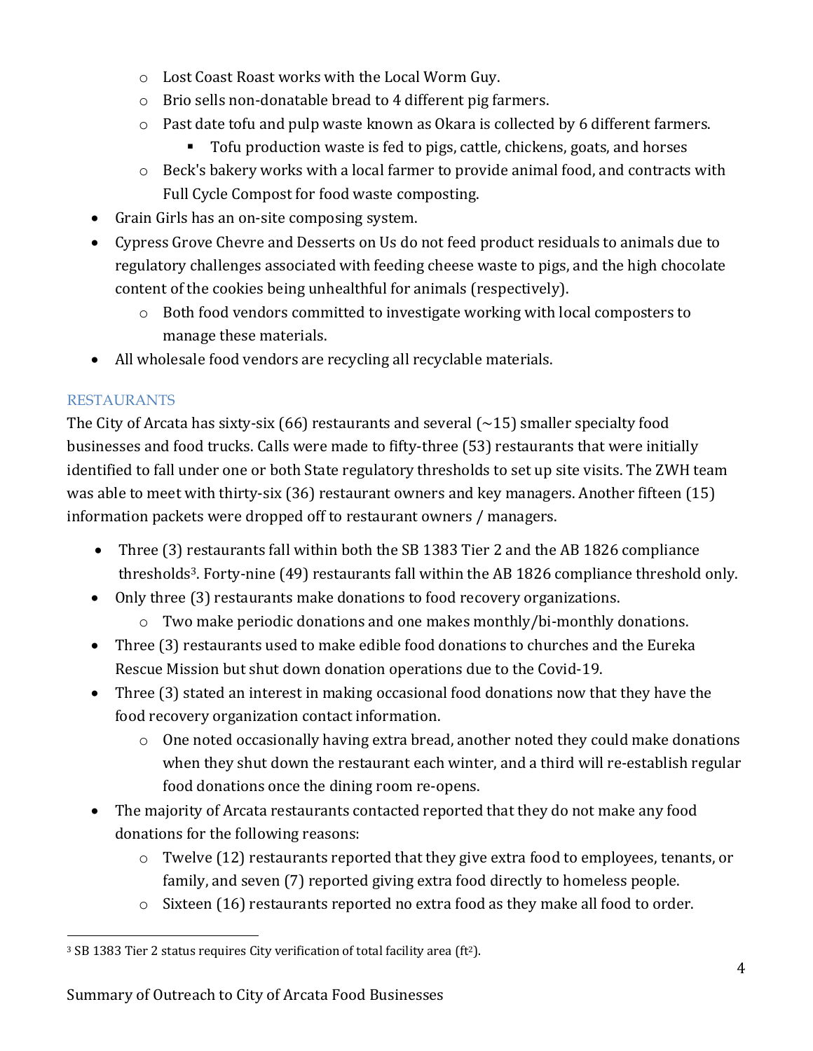- Lost Coast Roast works with the Local Worm Guy.
  - Brio sells non-donatable bread to 4 different pig farmers.
  - Past date tofu and pulp waste known as Okara is collected by 6 different farmers.
    - Tofu production waste is fed to pigs, cattle, chickens, goats, and horses
  - Beck's bakery works with a local farmer to provide animal food, and contracts with Full Cycle Compost for food waste composting.
- Grain Girls has an on-site composing system.
- Cypress Grove Chevre and Desserts on Us do not feed product residuals to animals due to regulatory challenges associated with feeding cheese waste to pigs, and the high chocolate content of the cookies being unhealthful for animals (respectively).
  - Both food vendors committed to investigate working with local composters to manage these materials.
- All wholesale food vendors are recycling all recyclable materials.

## RESTAURANTS

The City of Arcata has sixty-six (66) restaurants and several (~15) smaller specialty food businesses and food trucks. Calls were made to fifty-three (53) restaurants that were initially identified to fall under one or both State regulatory thresholds to set up site visits. The ZWH team was able to meet with thirty-six (36) restaurant owners and key managers. Another fifteen (15) information packets were dropped off to restaurant owners / managers.

- Three (3) restaurants fall within both the SB 1383 Tier 2 and the AB 1826 compliance thresholds[3]. Forty-nine (49) restaurants fall within the AB 1826 compliance threshold only.
- Only three (3) restaurants make donations to food recovery organizations.
  - Two make periodic donations and one makes monthly/bi-monthly donations.
- Three (3) restaurants used to make edible food donations to churches and the Eureka Rescue Mission but shut down donation operations due to the Covid-19.
- Three (3) stated an interest in making occasional food donations now that they have the food recovery organization contact information.
  - One noted occasionally having extra bread, another noted they could make donations when they shut down the restaurant each winter, and a third will re-establish regular food donations once the dining room re-opens.
- The majority of Arcata restaurants contacted reported that they do not make any food donations for the following reasons:
  - Twelve (12) restaurants reported that they give extra food to employees, tenants, or family, and seven (7) reported giving extra food directly to homeless people.
  - Sixteen (16) restaurants reported no extra food as they make all food to order.

[3] SB 1383 Tier 2 status requires City verification of total facility area ($ft^2$).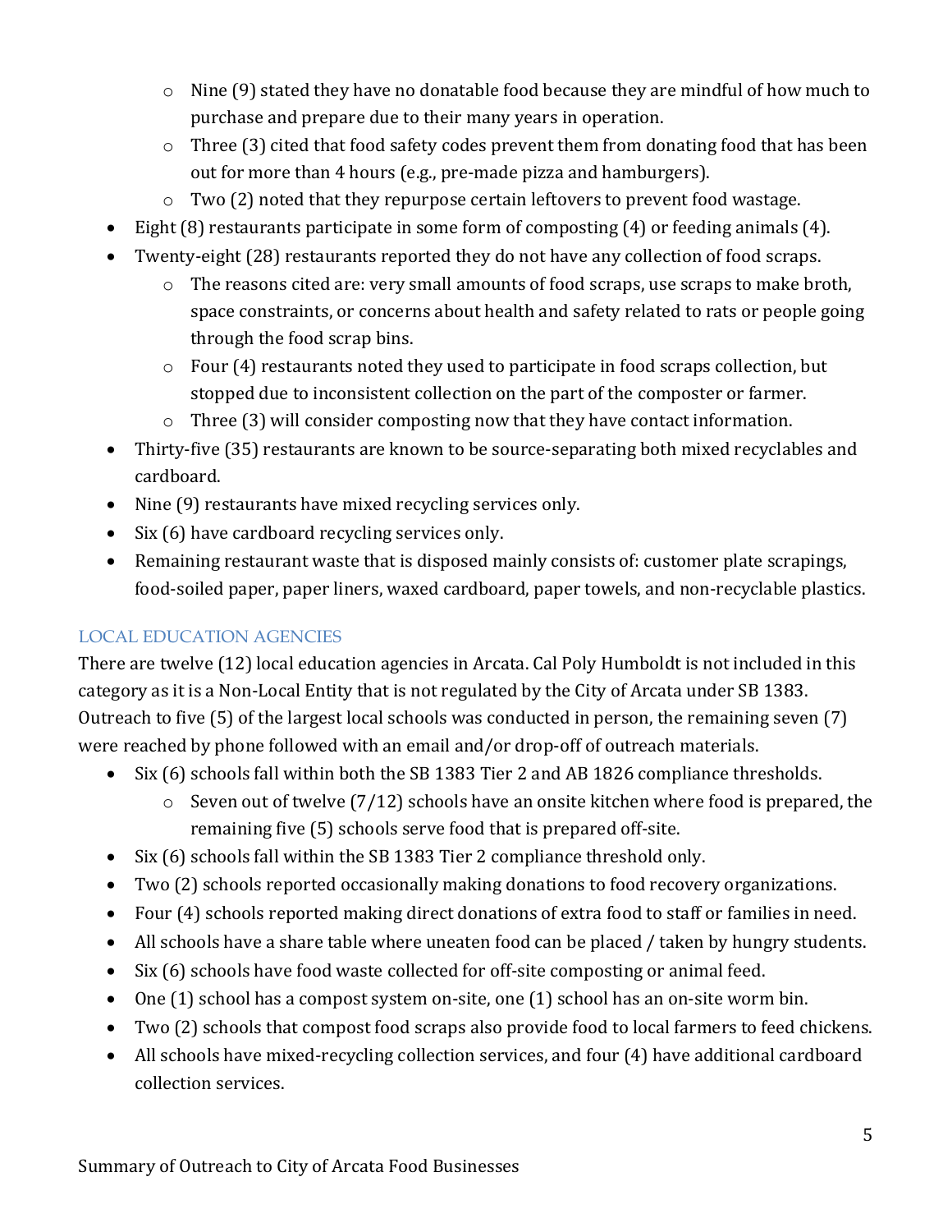- Nine (9) stated they have no donatable food because they are mindful of how much to purchase and prepare due to their many years in operation.
    - Three (3) cited that food safety codes prevent them from donating food that has been out for more than 4 hours (e.g., pre-made pizza and hamburgers).
    - Two (2) noted that they repurpose certain leftovers to prevent food wastage.
- Eight (8) restaurants participate in some form of composting (4) or feeding animals (4).
- Twenty-eight (28) restaurants reported they do not have any collection of food scraps.
    - The reasons cited are: very small amounts of food scraps, use scraps to make broth, space constraints, or concerns about health and safety related to rats or people going through the food scrap bins.
    - Four (4) restaurants noted they used to participate in food scraps collection, but stopped due to inconsistent collection on the part of the composter or farmer.
    - Three (3) will consider composting now that they have contact information.
- Thirty-five (35) restaurants are known to be source-separating both mixed recyclables and cardboard.
- Nine (9) restaurants have mixed recycling services only.
- Six (6) have cardboard recycling services only.
- Remaining restaurant waste that is disposed mainly consists of: customer plate scrapings, food-soiled paper, paper liners, waxed cardboard, paper towels, and non-recyclable plastics.

### LOCAL EDUCATION AGENCIES

There are twelve (12) local education agencies in Arcata. Cal Poly Humboldt is not included in this category as it is a Non-Local Entity that is not regulated by the City of Arcata under SB 1383. Outreach to five (5) of the largest local schools was conducted in person, the remaining seven (7) were reached by phone followed with an email and/or drop-off of outreach materials.

- Six (6) schools fall within both the SB 1383 Tier 2 and AB 1826 compliance thresholds.
    - Seven out of twelve (7/12) schools have an onsite kitchen where food is prepared, the remaining five (5) schools serve food that is prepared off-site.
- Six (6) schools fall within the SB 1383 Tier 2 compliance threshold only.
- Two (2) schools reported occasionally making donations to food recovery organizations.
- Four (4) schools reported making direct donations of extra food to staff or families in need.
- All schools have a share table where uneaten food can be placed / taken by hungry students.
- Six (6) schools have food waste collected for off-site composting or animal feed.
- One (1) school has a compost system on-site, one (1) school has an on-site worm bin.
- Two (2) schools that compost food scraps also provide food to local farmers to feed chickens.
- All schools have mixed-recycling collection services, and four (4) have additional cardboard collection services.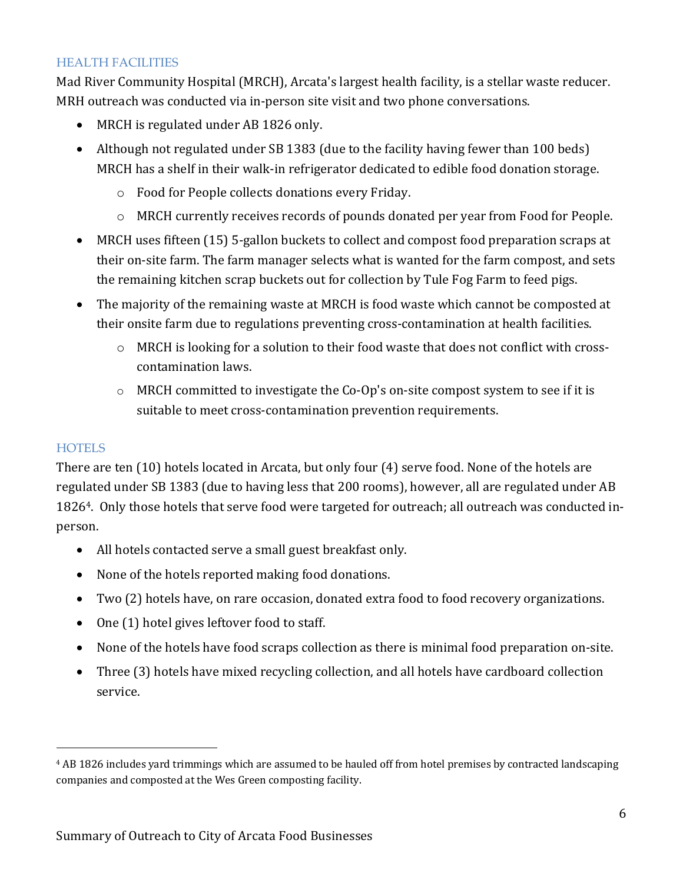## HEALTH FACILITIES

Mad River Community Hospital (MRCH), Arcata's largest health facility, is a stellar waste reducer. MRH outreach was conducted via in-person site visit and two phone conversations.

- MRCH is regulated under AB 1826 only.
- Although not regulated under SB 1383 (due to the facility having fewer than 100 beds) MRCH has a shelf in their walk-in refrigerator dedicated to edible food donation storage.
  - Food for People collects donations every Friday.
  - MRCH currently receives records of pounds donated per year from Food for People.
- MRCH uses fifteen (15) 5-gallon buckets to collect and compost food preparation scraps at their on-site farm. The farm manager selects what is wanted for the farm compost, and sets the remaining kitchen scrap buckets out for collection by Tule Fog Farm to feed pigs.
- The majority of the remaining waste at MRCH is food waste which cannot be composted at their onsite farm due to regulations preventing cross-contamination at health facilities.
  - MRCH is looking for a solution to their food waste that does not conflict with cross-contamination laws.
  - MRCH committed to investigate the Co-Op's on-site compost system to see if it is suitable to meet cross-contamination prevention requirements.

## HOTELS

There are ten (10) hotels located in Arcata, but only four (4) serve food. None of the hotels are regulated under SB 1383 (due to having less that 200 rooms), however, all are regulated under AB 1826[4]. Only those hotels that serve food were targeted for outreach; all outreach was conducted in-person.

- All hotels contacted serve a small guest breakfast only.
- None of the hotels reported making food donations.
- Two (2) hotels have, on rare occasion, donated extra food to food recovery organizations.
- One (1) hotel gives leftover food to staff.
- None of the hotels have food scraps collection as there is minimal food preparation on-site.
- Three (3) hotels have mixed recycling collection, and all hotels have cardboard collection service.

[4] AB 1826 includes yard trimmings which are assumed to be hauled off from hotel premises by contracted landscaping companies and composted at the Wes Green composting facility.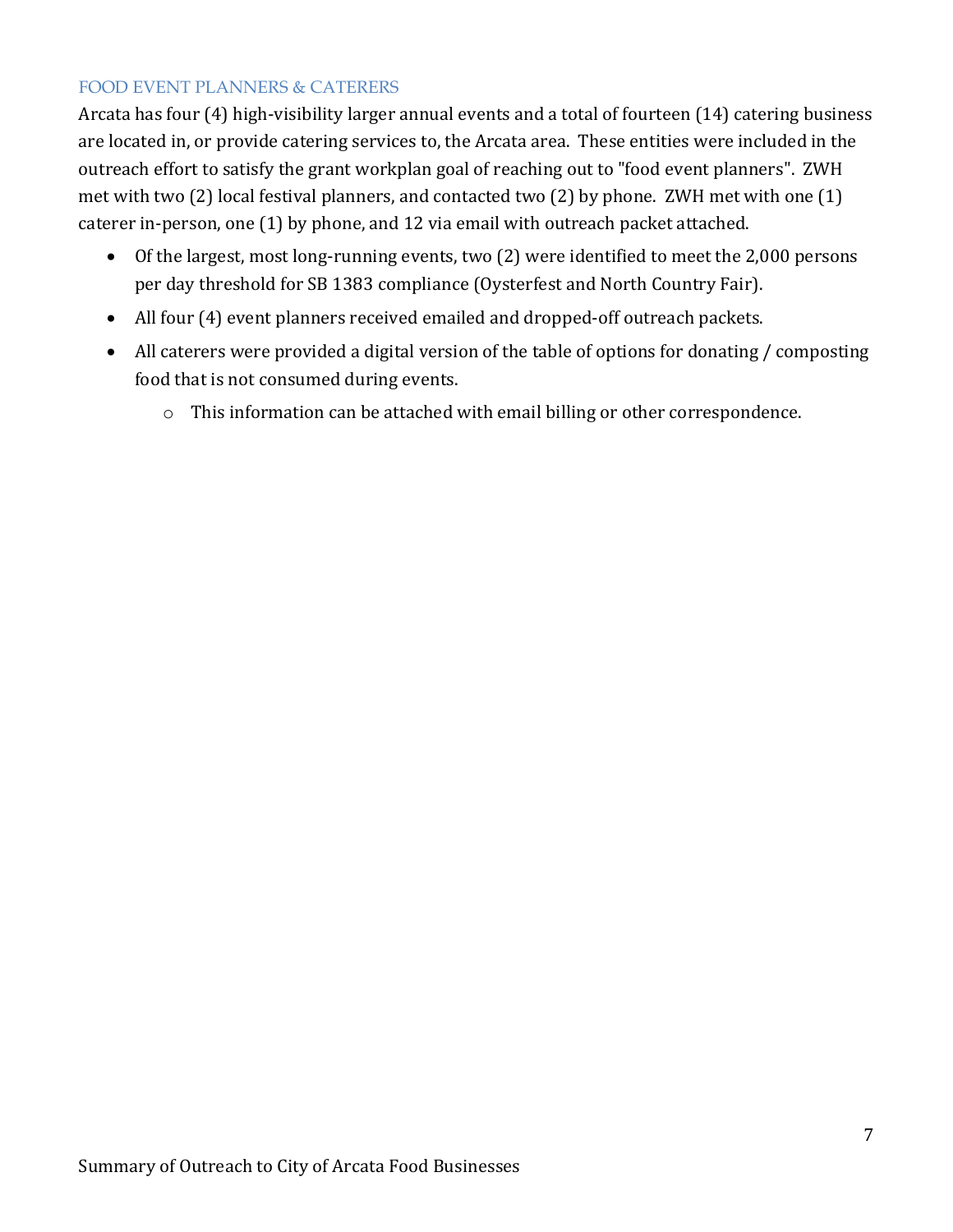## FOOD EVENT PLANNERS & CATERERS

Arcata has four (4) high-visibility larger annual events and a total of fourteen (14) catering business are located in, or provide catering services to, the Arcata area. These entities were included in the outreach effort to satisfy the grant workplan goal of reaching out to "food event planners". ZWH met with two (2) local festival planners, and contacted two (2) by phone. ZWH met with one (1) caterer in-person, one (1) by phone, and 12 via email with outreach packet attached.

- Of the largest, most long-running events, two (2) were identified to meet the 2,000 persons per day threshold for SB 1383 compliance (Oysterfest and North Country Fair).
- All four (4) event planners received emailed and dropped-off outreach packets.
- All caterers were provided a digital version of the table of options for donating / composting food that is not consumed during events.
  - This information can be attached with email billing or other correspondence.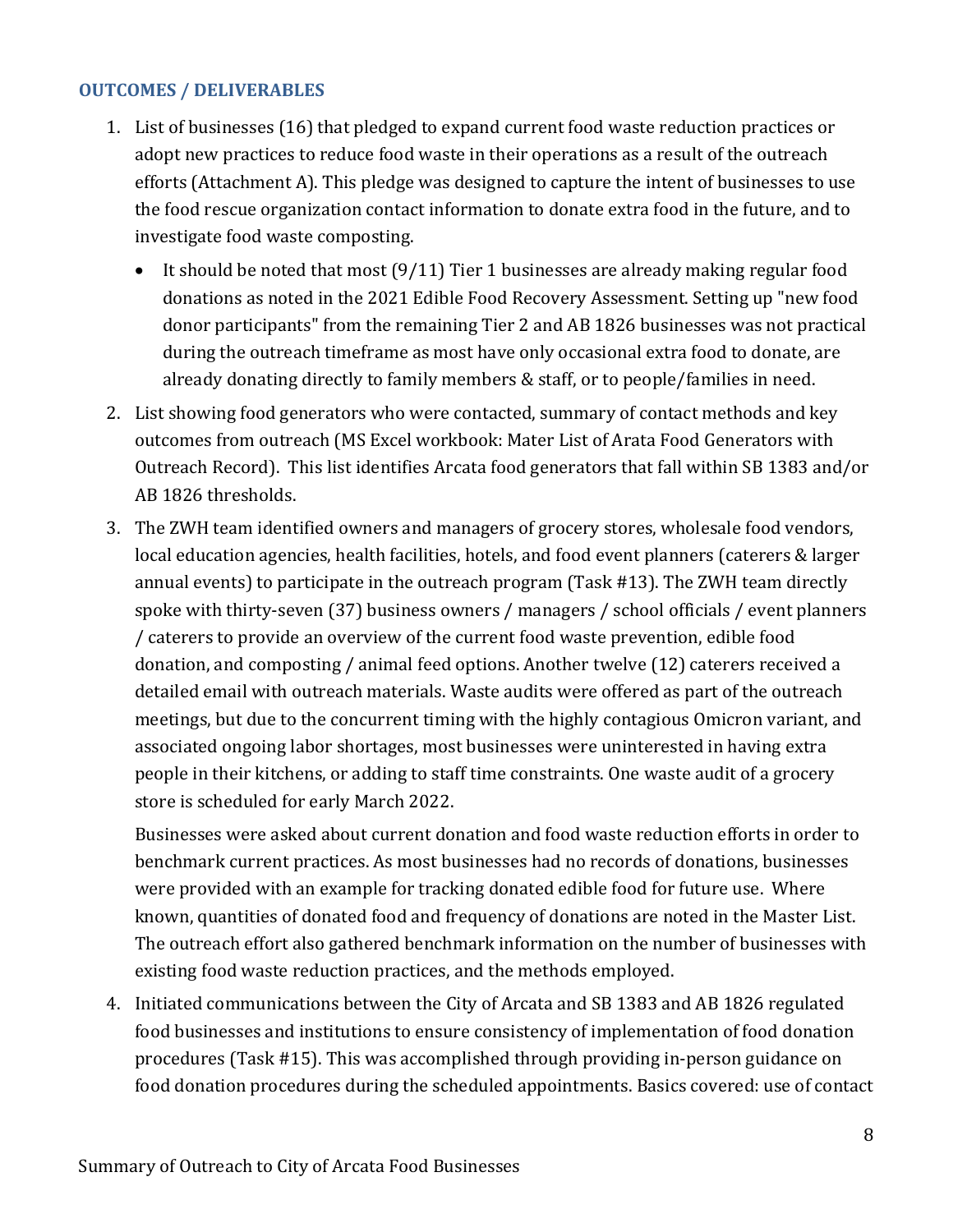### OUTCOMES / DELIVERABLES

1. List of businesses (16) that pledged to expand current food waste reduction practices or adopt new practices to reduce food waste in their operations as a result of the outreach efforts (Attachment A). This pledge was designed to capture the intent of businesses to use the food rescue organization contact information to donate extra food in the future, and to investigate food waste composting.
   - It should be noted that most (9/11) Tier 1 businesses are already making regular food donations as noted in the 2021 Edible Food Recovery Assessment. Setting up "new food donor participants" from the remaining Tier 2 and AB 1826 businesses was not practical during the outreach timeframe as most have only occasional extra food to donate, are already donating directly to family members & staff, or to people/families in need.
2. List showing food generators who were contacted, summary of contact methods and key outcomes from outreach (MS Excel workbook: Mater List of Arata Food Generators with Outreach Record). This list identifies Arcata food generators that fall within SB 1383 and/or AB 1826 thresholds.
3. The ZWH team identified owners and managers of grocery stores, wholesale food vendors, local education agencies, health facilities, hotels, and food event planners (caterers & larger annual events) to participate in the outreach program (Task #13). The ZWH team directly spoke with thirty-seven (37) business owners / managers / school officials / event planners / caterers to provide an overview of the current food waste prevention, edible food donation, and composting / animal feed options. Another twelve (12) caterers received a detailed email with outreach materials. Waste audits were offered as part of the outreach meetings, but due to the concurrent timing with the highly contagious Omicron variant, and associated ongoing labor shortages, most businesses were uninterested in having extra people in their kitchens, or adding to staff time constraints. One waste audit of a grocery store is scheduled for early March 2022.

   Businesses were asked about current donation and food waste reduction efforts in order to benchmark current practices. As most businesses had no records of donations, businesses were provided with an example for tracking donated edible food for future use. Where known, quantities of donated food and frequency of donations are noted in the Master List. The outreach effort also gathered benchmark information on the number of businesses with existing food waste reduction practices, and the methods employed.
4. Initiated communications between the City of Arcata and SB 1383 and AB 1826 regulated food businesses and institutions to ensure consistency of implementation of food donation procedures (Task #15). This was accomplished through providing in-person guidance on food donation procedures during the scheduled appointments. Basics covered: use of contact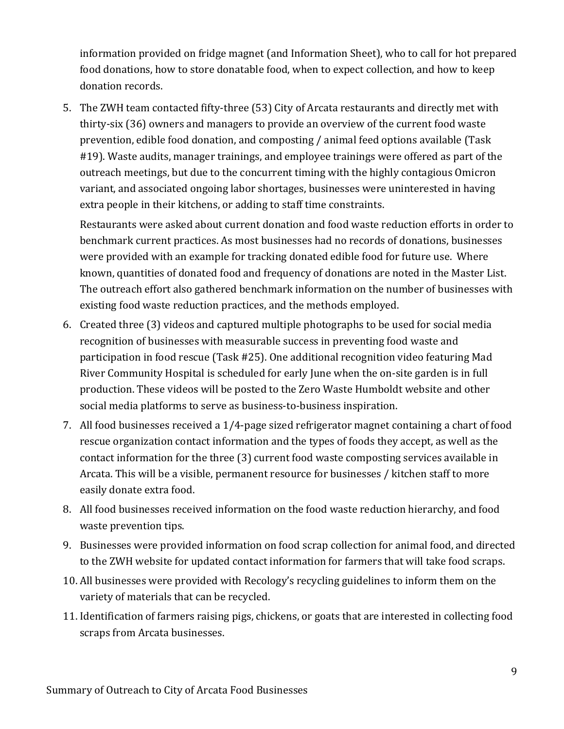information provided on fridge magnet (and Information Sheet), who to call for hot prepared food donations, how to store donatable food, when to expect collection, and how to keep donation records.

5. The ZWH team contacted fifty-three (53) City of Arcata restaurants and directly met with thirty-six (36) owners and managers to provide an overview of the current food waste prevention, edible food donation, and composting / animal feed options available (Task #19). Waste audits, manager trainings, and employee trainings were offered as part of the outreach meetings, but due to the concurrent timing with the highly contagious Omicron variant, and associated ongoing labor shortages, businesses were uninterested in having extra people in their kitchens, or adding to staff time constraints.

   Restaurants were asked about current donation and food waste reduction efforts in order to benchmark current practices. As most businesses had no records of donations, businesses were provided with an example for tracking donated edible food for future use. Where known, quantities of donated food and frequency of donations are noted in the Master List. The outreach effort also gathered benchmark information on the number of businesses with existing food waste reduction practices, and the methods employed.

6. Created three (3) videos and captured multiple photographs to be used for social media recognition of businesses with measurable success in preventing food waste and participation in food rescue (Task #25). One additional recognition video featuring Mad River Community Hospital is scheduled for early June when the on-site garden is in full production. These videos will be posted to the Zero Waste Humboldt website and other social media platforms to serve as business-to-business inspiration.

7. All food businesses received a 1/4-page sized refrigerator magnet containing a chart of food rescue organization contact information and the types of foods they accept, as well as the contact information for the three (3) current food waste composting services available in Arcata. This will be a visible, permanent resource for businesses / kitchen staff to more easily donate extra food.

8. All food businesses received information on the food waste reduction hierarchy, and food waste prevention tips.

9. Businesses were provided information on food scrap collection for animal food, and directed to the ZWH website for updated contact information for farmers that will take food scraps.

10. All businesses were provided with Recology's recycling guidelines to inform them on the variety of materials that can be recycled.

11. Identification of farmers raising pigs, chickens, or goats that are interested in collecting food scraps from Arcata businesses.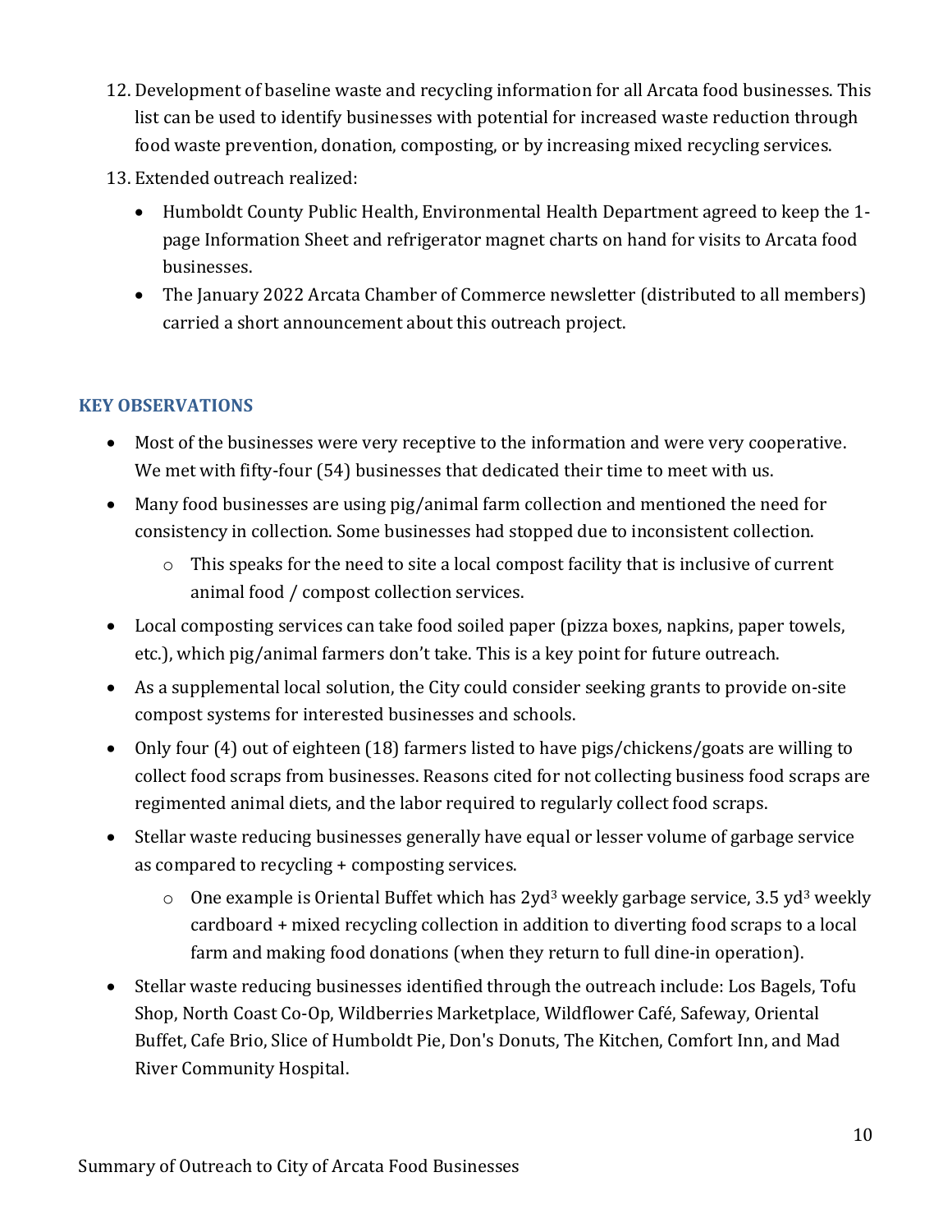12. Development of baseline waste and recycling information for all Arcata food businesses. This list can be used to identify businesses with potential for increased waste reduction through food waste prevention, donation, composting, or by increasing mixed recycling services.
13. Extended outreach realized:
    - Humboldt County Public Health, Environmental Health Department agreed to keep the 1-page Information Sheet and refrigerator magnet charts on hand for visits to Arcata food businesses.
    - The January 2022 Arcata Chamber of Commerce newsletter (distributed to all members) carried a short announcement about this outreach project.

## KEY OBSERVATIONS

- Most of the businesses were very receptive to the information and were very cooperative. We met with fifty-four (54) businesses that dedicated their time to meet with us.
- Many food businesses are using pig/animal farm collection and mentioned the need for consistency in collection. Some businesses had stopped due to inconsistent collection.
    - This speaks for the need to site a local compost facility that is inclusive of current animal food / compost collection services.
- Local composting services can take food soiled paper (pizza boxes, napkins, paper towels, etc.), which pig/animal farmers don't take. This is a key point for future outreach.
- As a supplemental local solution, the City could consider seeking grants to provide on-site compost systems for interested businesses and schools.
- Only four (4) out of eighteen (18) farmers listed to have pigs/chickens/goats are willing to collect food scraps from businesses. Reasons cited for not collecting business food scraps are regimented animal diets, and the labor required to regularly collect food scraps.
- Stellar waste reducing businesses generally have equal or lesser volume of garbage service as compared to recycling + composting services.
    - One example is Oriental Buffet which has 2yd$^3$ weekly garbage service, 3.5 yd$^3$ weekly cardboard + mixed recycling collection in addition to diverting food scraps to a local farm and making food donations (when they return to full dine-in operation).
- Stellar waste reducing businesses identified through the outreach include: Los Bagels, Tofu Shop, North Coast Co-Op, Wildberries Marketplace, Wildflower Café, Safeway, Oriental Buffet, Cafe Brio, Slice of Humboldt Pie, Don's Donuts, The Kitchen, Comfort Inn, and Mad River Community Hospital.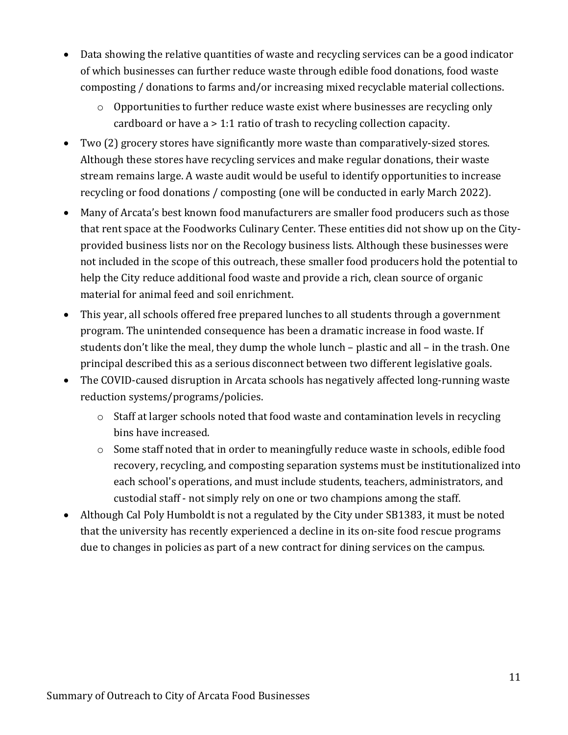- Data showing the relative quantities of waste and recycling services can be a good indicator of which businesses can further reduce waste through edible food donations, food waste composting / donations to farms and/or increasing mixed recyclable material collections.
    - Opportunities to further reduce waste exist where businesses are recycling only cardboard or have a > 1:1 ratio of trash to recycling collection capacity.
- Two (2) grocery stores have significantly more waste than comparatively-sized stores. Although these stores have recycling services and make regular donations, their waste stream remains large. A waste audit would be useful to identify opportunities to increase recycling or food donations / composting (one will be conducted in early March 2022).
- Many of Arcata's best known food manufacturers are smaller food producers such as those that rent space at the Foodworks Culinary Center. These entities did not show up on the City-provided business lists nor on the Recology business lists. Although these businesses were not included in the scope of this outreach, these smaller food producers hold the potential to help the City reduce additional food waste and provide a rich, clean source of organic material for animal feed and soil enrichment.
- This year, all schools offered free prepared lunches to all students through a government program. The unintended consequence has been a dramatic increase in food waste. If students don't like the meal, they dump the whole lunch – plastic and all – in the trash. One principal described this as a serious disconnect between two different legislative goals.
- The COVID-caused disruption in Arcata schools has negatively affected long-running waste reduction systems/programs/policies.
    - Staff at larger schools noted that food waste and contamination levels in recycling bins have increased.
    - Some staff noted that in order to meaningfully reduce waste in schools, edible food recovery, recycling, and composting separation systems must be institutionalized into each school's operations, and must include students, teachers, administrators, and custodial staff - not simply rely on one or two champions among the staff.
- Although Cal Poly Humboldt is not a regulated by the City under SB1383, it must be noted that the university has recently experienced a decline in its on-site food rescue programs due to changes in policies as part of a new contract for dining services on the campus.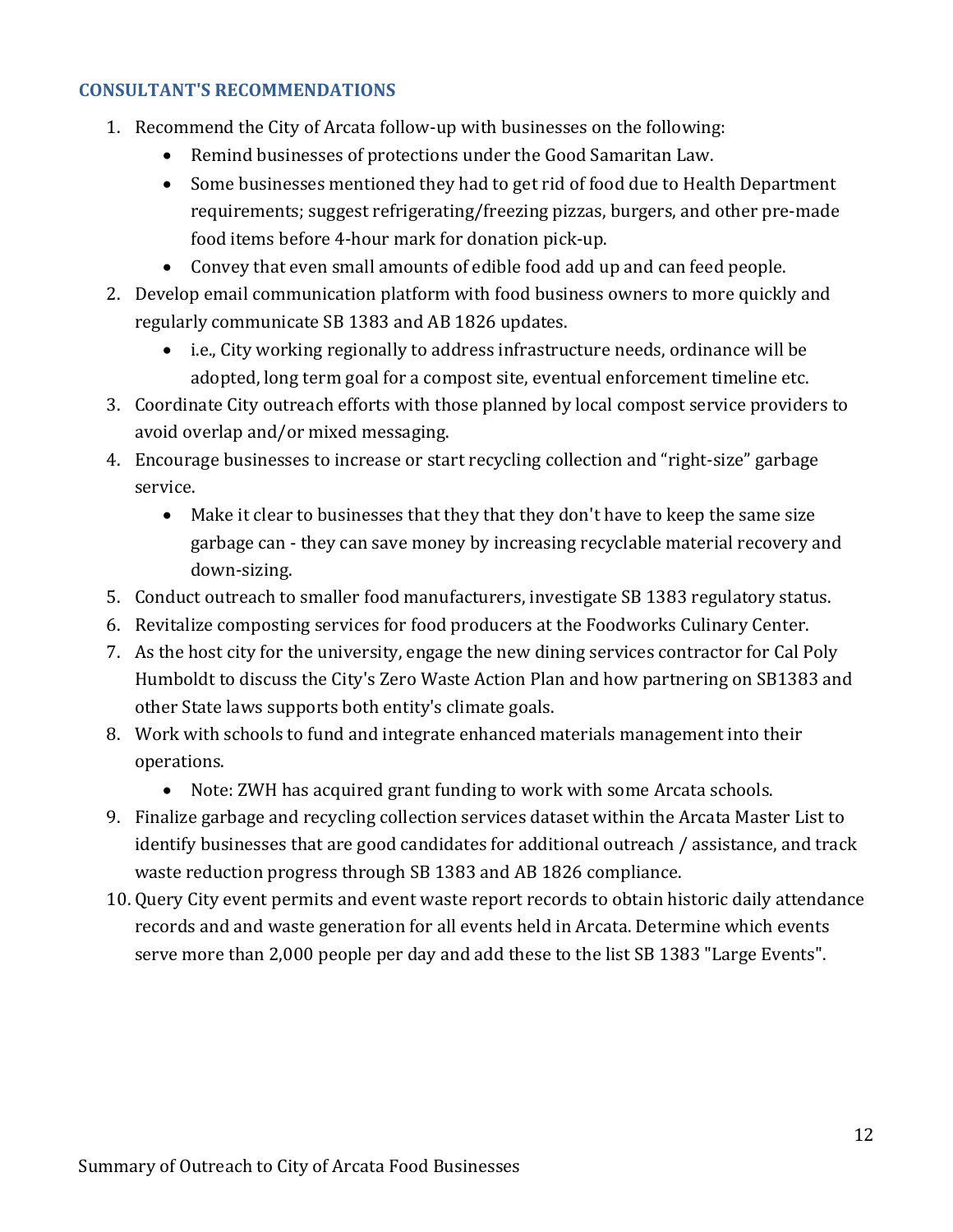### CONSULTANT'S RECOMMENDATIONS

1. Recommend the City of Arcata follow-up with businesses on the following:
    - Remind businesses of protections under the Good Samaritan Law.
    - Some businesses mentioned they had to get rid of food due to Health Department requirements; suggest refrigerating/freezing pizzas, burgers, and other pre-made food items before 4-hour mark for donation pick-up.
    - Convey that even small amounts of edible food add up and can feed people.
2. Develop email communication platform with food business owners to more quickly and regularly communicate SB 1383 and AB 1826 updates.
    - i.e., City working regionally to address infrastructure needs, ordinance will be adopted, long term goal for a compost site, eventual enforcement timeline etc.
3. Coordinate City outreach efforts with those planned by local compost service providers to avoid overlap and/or mixed messaging.
4. Encourage businesses to increase or start recycling collection and "right-size" garbage service.
    - Make it clear to businesses that they that they don't have to keep the same size garbage can - they can save money by increasing recyclable material recovery and down-sizing.
5. Conduct outreach to smaller food manufacturers, investigate SB 1383 regulatory status.
6. Revitalize composting services for food producers at the Foodworks Culinary Center.
7. As the host city for the university, engage the new dining services contractor for Cal Poly Humboldt to discuss the City's Zero Waste Action Plan and how partnering on SB1383 and other State laws supports both entity's climate goals.
8. Work with schools to fund and integrate enhanced materials management into their operations.
    - Note: ZWH has acquired grant funding to work with some Arcata schools.
9. Finalize garbage and recycling collection services dataset within the Arcata Master List to identify businesses that are good candidates for additional outreach / assistance, and track waste reduction progress through SB 1383 and AB 1826 compliance.
10. Query City event permits and event waste report records to obtain historic daily attendance records and and waste generation for all events held in Arcata. Determine which events serve more than 2,000 people per day and add these to the list SB 1383 "Large Events".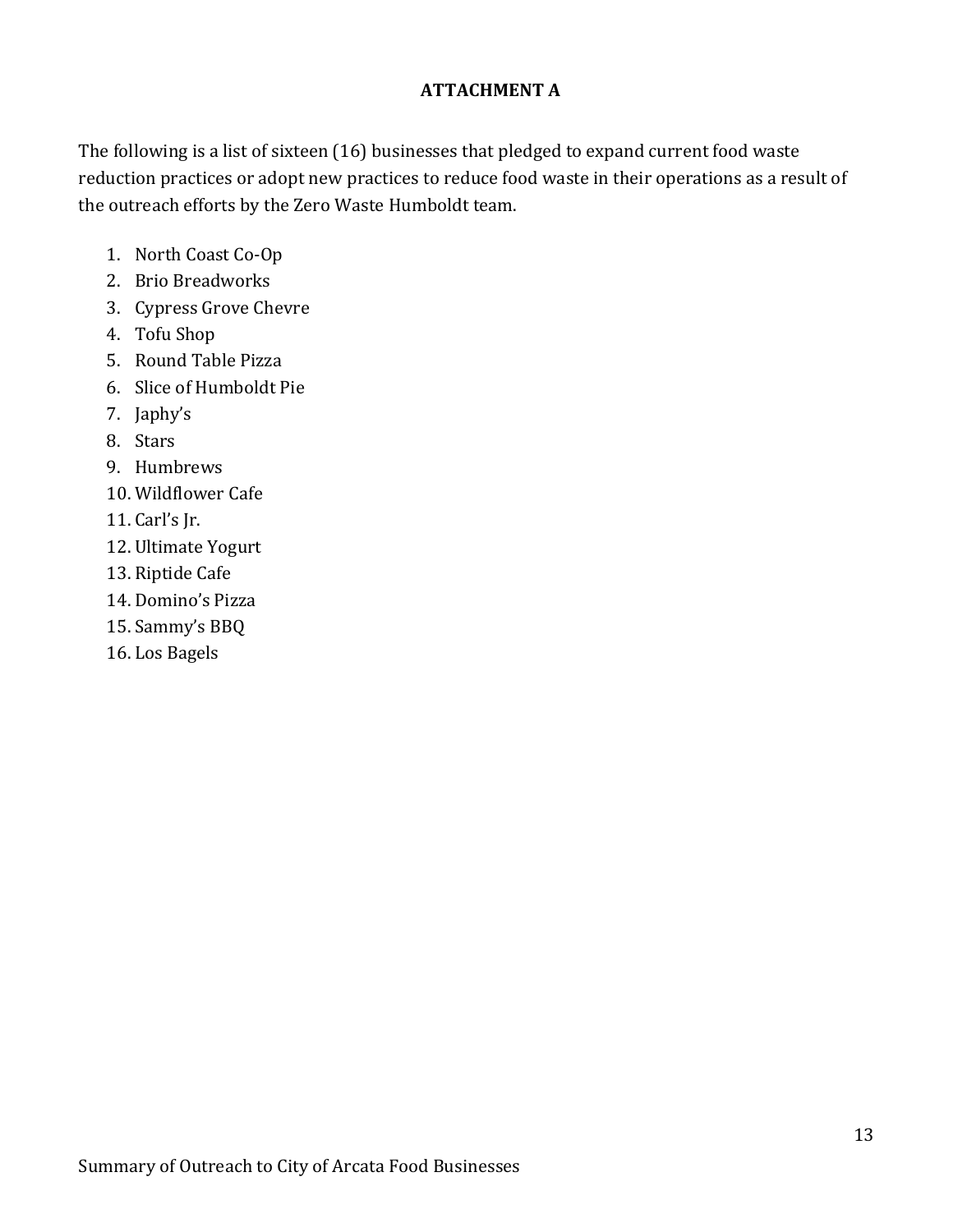# ATTACHMENT A

The following is a list of sixteen (16) businesses that pledged to expand current food waste reduction practices or adopt new practices to reduce food waste in their operations as a result of the outreach efforts by the Zero Waste Humboldt team.

1. North Coast Co-Op
2. Brio Breadworks
3. Cypress Grove Chevre
4. Tofu Shop
5. Round Table Pizza
6. Slice of Humboldt Pie
7. Japhy's
8. Stars
9. Humbrews
10. Wildflower Cafe
11. Carl's Jr.
12. Ultimate Yogurt
13. Riptide Cafe
14. Domino's Pizza
15. Sammy's BBQ
16. Los Bagels